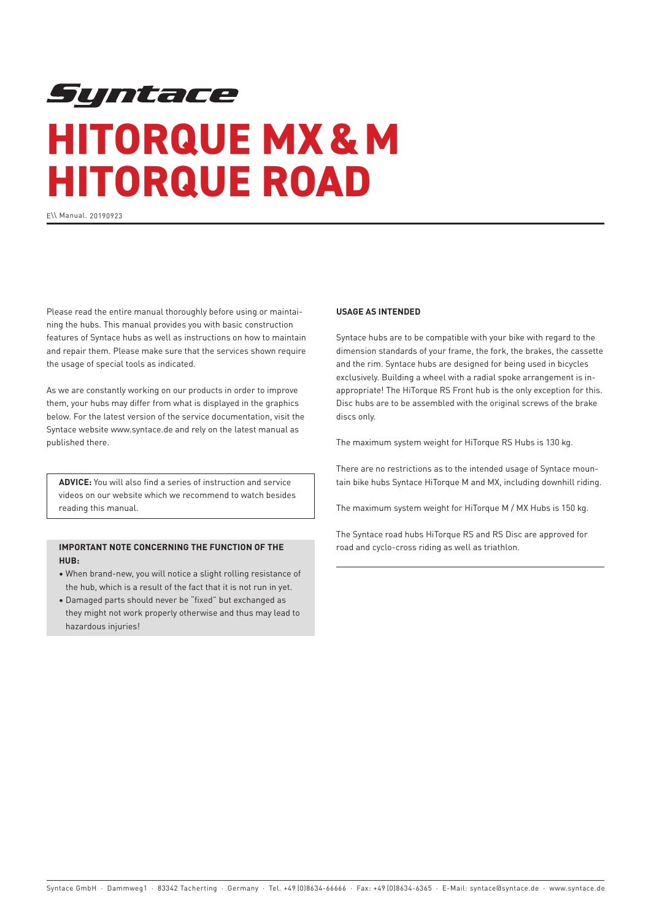Syntace

# HITORQUE MX & M HITORQUE ROAD

E\\ Manual. 20190923

Please read the entire manual thoroughly before using or maintaining the hubs. This manual provides you with basic construction features of Syntace hubs as well as instructions on how to maintain and repair them. Please make sure that the services shown require the usage of special tools as indicated.

As we are constantly working on our products in order to improve them, your hubs may differ from what is displayed in the graphics below. For the latest version of the service documentation, visit the Syntace website www.syntace.de and rely on the latest manual as published there.

**ADVICE:** You will also find a series of instruction and service videos on our website which we recommend to watch besides reading this manual.

**IMPORTANT NOTE CONCERNING THE FUNCTION OF THE HUB:**

- When brand-new, you will notice a slight rolling resistance of the hub, which is a result of the fact that it is not run in yet.
- Damaged parts should never be "fixed" but exchanged as they might not work properly otherwise and thus may lead to hazardous injuries!

**USAGE AS INTENDED**

Syntace hubs are to be compatible with your bike with regard to the dimension standards of your frame, the fork, the brakes, the cassette and the rim. Syntace hubs are designed for being used in bicycles exclusively. Building a wheel with a radial spoke arrangement is inappropriate! The HiTorque RS Front hub is the only exception for this. Disc hubs are to be assembled with the original screws of the brake discs only.

The maximum system weight for HiTorque RS Hubs is 130 kg.

There are no restrictions as to the intended usage of Syntace mountain bike hubs Syntace HiTorque M and MX, including downhill riding.

The maximum system weight for HiTorque M / MX Hubs is 150 kg.

The Syntace road hubs HiTorque RS and RS Disc are approved for road and cyclo-cross riding as well as triathlon.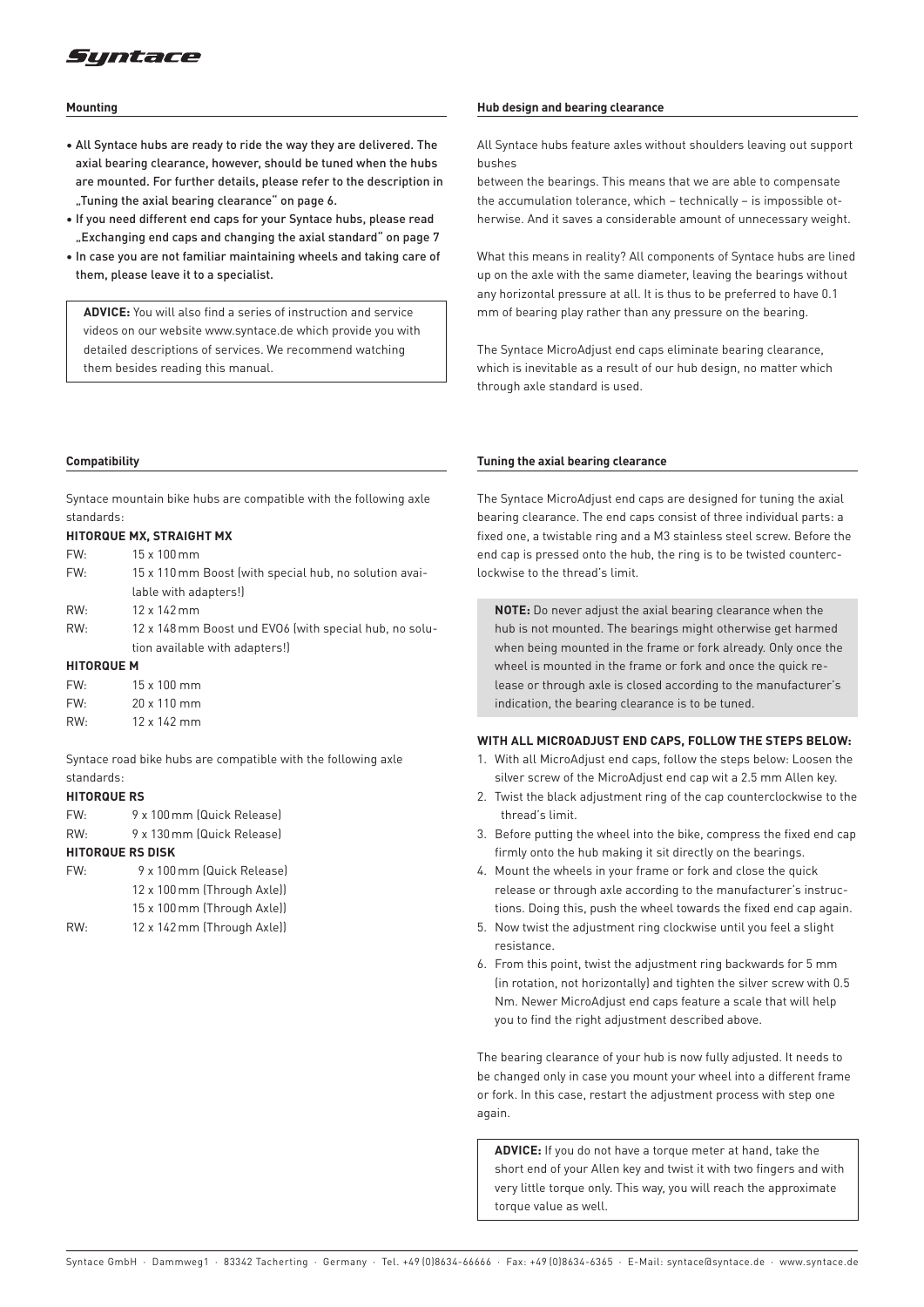## Mounting

- All Syntace hubs are ready to ride the way they are delivered. The axial bearing clearance, however, should be tuned when the hubs are mounted. For further details, please refer to the description in „Tuning the axial bearing clearance" on page 6.
- If you need different end caps for your Syntace hubs, please read „Exchanging end caps and changing the axial standard" on page 7
- In case you are not familiar maintaining wheels and taking care of them, please leave it to a specialist.

> **ADVICE:** You will also find a series of instruction and service videos on our website www.syntace.de which provide you with detailed descriptions of services. We recommend watching them besides reading this manual.

## Compatibility

Syntace mountain bike hubs are compatible with the following axle standards:

**HITORQUE MX, STRAIGHT MX**

FW: 15 x 100 mm
FW: 15 x 110 mm Boost (with special hub, no solution available with adapters!)
RW: 12 x 142 mm
RW: 12 x 148 mm Boost und EVO6 (with special hub, no solution available with adapters!)

**HITORQUE M**

FW: 15 x 100 mm
FW: 20 x 110 mm
RW: 12 x 142 mm

Syntace road bike hubs are compatible with the following axle standards:

**HITORQUE RS**

FW: 9 x 100 mm (Quick Release)
RW: 9 x 130 mm (Quick Release)

**HITORQUE RS DISK**

FW: 9 x 100 mm (Quick Release)
12 x 100 mm (Through Axle))
15 x 100 mm (Through Axle))
RW: 12 x 142 mm (Through Axle))

## Hub design and bearing clearance

All Syntace hubs feature axles without shoulders leaving out support bushes
between the bearings. This means that we are able to compensate the accumulation tolerance, which – technically – is impossible otherwise. And it saves a considerable amount of unnecessary weight.

What this means in reality? All components of Syntace hubs are lined up on the axle with the same diameter, leaving the bearings without any horizontal pressure at all. It is thus to be preferred to have 0.1 mm of bearing play rather than any pressure on the bearing.

The Syntace MicroAdjust end caps eliminate bearing clearance, which is inevitable as a result of our hub design, no matter which through axle standard is used.

## Tuning the axial bearing clearance

The Syntace MicroAdjust end caps are designed for tuning the axial bearing clearance. The end caps consist of three individual parts: a fixed one, a twistable ring and a M3 stainless steel screw. Before the end cap is pressed onto the hub, the ring is to be twisted counterclockwise to the thread's limit.

> **NOTE:** Do never adjust the axial bearing clearance when the hub is not mounted. The bearings might otherwise get harmed when being mounted in the frame or fork already. Only once the wheel is mounted in the frame or fork and once the quick release or through axle is closed according to the manufacturer's indication, the bearing clearance is to be tuned.

**WITH ALL MICROADJUST END CAPS, FOLLOW THE STEPS BELOW:**

1. With all MicroAdjust end caps, follow the steps below: Loosen the silver screw of the MicroAdjust end cap wit a 2.5 mm Allen key.
2. Twist the black adjustment ring of the cap counterclockwise to the thread's limit.
3. Before putting the wheel into the bike, compress the fixed end cap firmly onto the hub making it sit directly on the bearings.
4. Mount the wheels in your frame or fork and close the quick release or through axle according to the manufacturer's instructions. Doing this, push the wheel towards the fixed end cap again.
5. Now twist the adjustment ring clockwise until you feel a slight resistance.
6. From this point, twist the adjustment ring backwards for 5 mm (in rotation, not horizontally) and tighten the silver screw with 0.5 Nm. Newer MicroAdjust end caps feature a scale that will help you to find the right adjustment described above.

The bearing clearance of your hub is now fully adjusted. It needs to be changed only in case you mount your wheel into a different frame or fork. In this case, restart the adjustment process with step one again.

> **ADVICE:** If you do not have a torque meter at hand, take the short end of your Allen key and twist it with two fingers and with very little torque only. This way, you will reach the approximate torque value as well.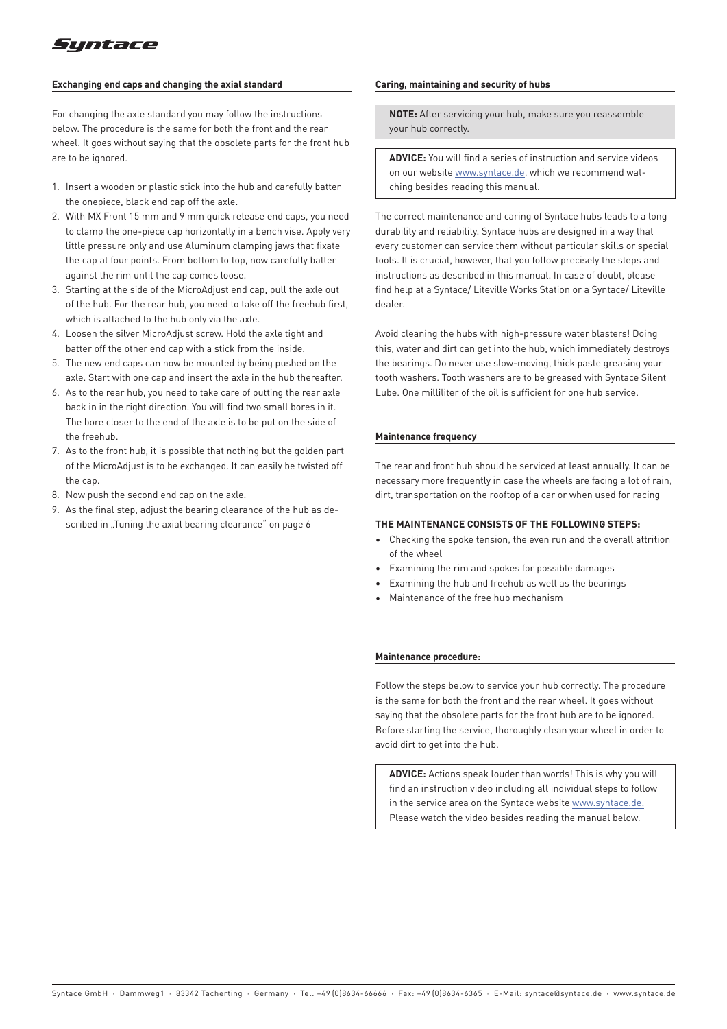## Exchanging end caps and changing the axial standard

For changing the axle standard you may follow the instructions below. The procedure is the same for both the front and the rear wheel. It goes without saying that the obsolete parts for the front hub are to be ignored.

1. Insert a wooden or plastic stick into the hub and carefully batter the onepiece, black end cap off the axle.
2. With MX Front 15 mm and 9 mm quick release end caps, you need to clamp the one-piece cap horizontally in a bench vise. Apply very little pressure only and use Aluminum clamping jaws that fixate the cap at four points. From bottom to top, now carefully batter against the rim until the cap comes loose.
3. Starting at the side of the MicroAdjust end cap, pull the axle out of the hub. For the rear hub, you need to take off the freehub first, which is attached to the hub only via the axle.
4. Loosen the silver MicroAdjust screw. Hold the axle tight and batter off the other end cap with a stick from the inside.
5. The new end caps can now be mounted by being pushed on the axle. Start with one cap and insert the axle in the hub thereafter.
6. As to the rear hub, you need to take care of putting the rear axle back in in the right direction. You will find two small bores in it. The bore closer to the end of the axle is to be put on the side of the freehub.
7. As to the front hub, it is possible that nothing but the golden part of the MicroAdjust is to be exchanged. It can easily be twisted off the cap.
8. Now push the second end cap on the axle.
9. As the final step, adjust the bearing clearance of the hub as described in „Tuning the axial bearing clearance" on page 6

## Caring, maintaining and security of hubs

**NOTE:** After servicing your hub, make sure you reassemble your hub correctly.

**ADVICE:** You will find a series of instruction and service videos on our website www.syntace.de, which we recommend watching besides reading this manual.

The correct maintenance and caring of Syntace hubs leads to a long durability and reliability. Syntace hubs are designed in a way that every customer can service them without particular skills or special tools. It is crucial, however, that you follow precisely the steps and instructions as described in this manual. In case of doubt, please find help at a Syntace/ Liteville Works Station or a Syntace/ Liteville dealer.

Avoid cleaning the hubs with high-pressure water blasters! Doing this, water and dirt can get into the hub, which immediately destroys the bearings. Do never use slow-moving, thick paste greasing your tooth washers. Tooth washers are to be greased with Syntace Silent Lube. One milliliter of the oil is sufficient for one hub service.

## Maintenance frequency

The rear and front hub should be serviced at least annually. It can be necessary more frequently in case the wheels are facing a lot of rain, dirt, transportation on the rooftop of a car or when used for racing

**THE MAINTENANCE CONSISTS OF THE FOLLOWING STEPS:**

- Checking the spoke tension, the even run and the overall attrition of the wheel
- Examining the rim and spokes for possible damages
- Examining the hub and freehub as well as the bearings
- Maintenance of the free hub mechanism

## Maintenance procedure:

Follow the steps below to service your hub correctly. The procedure is the same for both the front and the rear wheel. It goes without saying that the obsolete parts for the front hub are to be ignored. Before starting the service, thoroughly clean your wheel in order to avoid dirt to get into the hub.

**ADVICE:** Actions speak louder than words! This is why you will find an instruction video including all individual steps to follow in the service area on the Syntace website www.syntace.de. Please watch the video besides reading the manual below.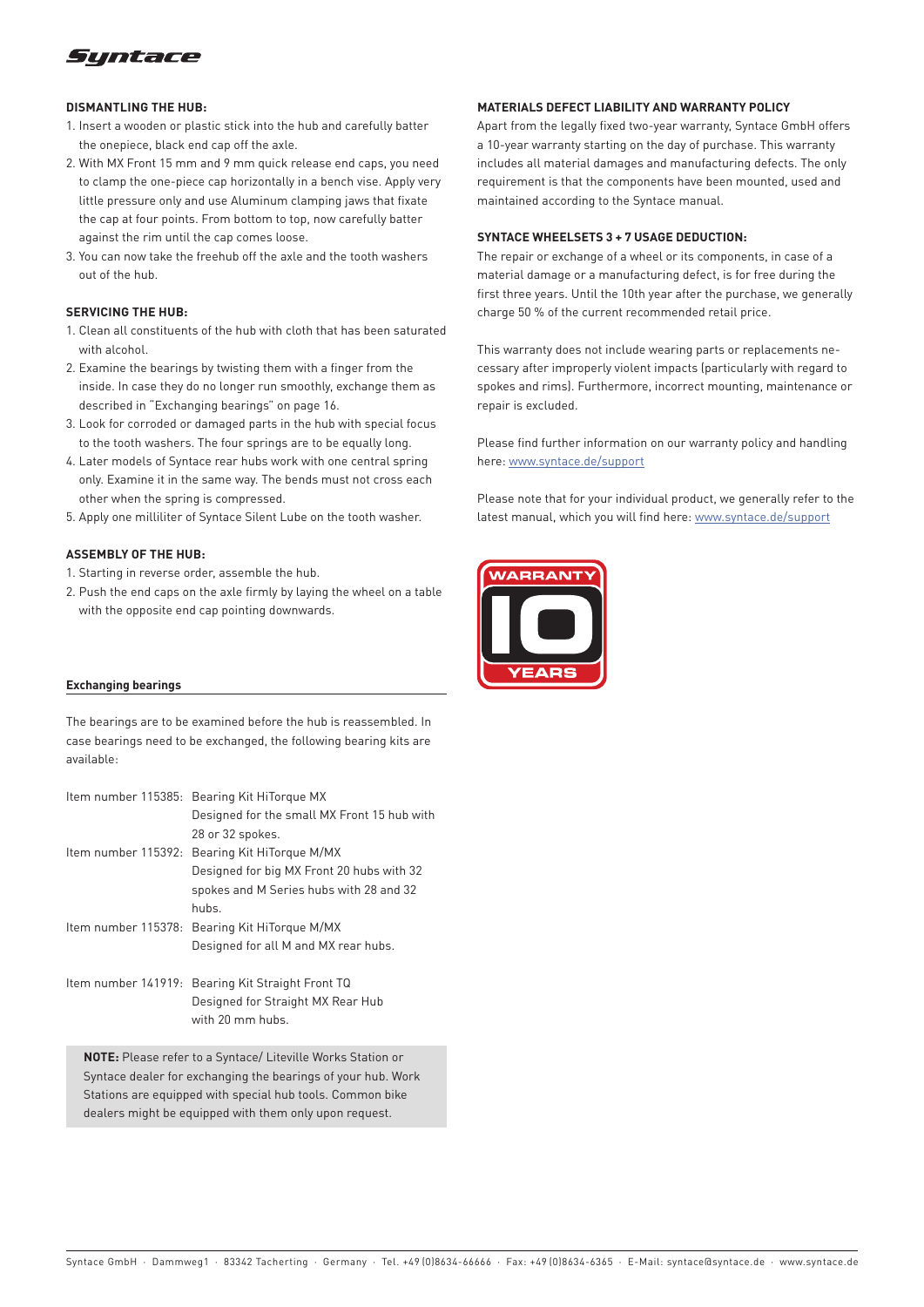### DISMANTLING THE HUB:

1. Insert a wooden or plastic stick into the hub and carefully batter the onepiece, black end cap off the axle.
2. With MX Front 15 mm and 9 mm quick release end caps, you need to clamp the one-piece cap horizontally in a bench vise. Apply very little pressure only and use Aluminum clamping jaws that fixate the cap at four points. From bottom to top, now carefully batter against the rim until the cap comes loose.
3. You can now take the freehub off the axle and the tooth washers out of the hub.

### SERVICING THE HUB:

1. Clean all constituents of the hub with cloth that has been saturated with alcohol.
2. Examine the bearings by twisting them with a finger from the inside. In case they do no longer run smoothly, exchange them as described in "Exchanging bearings" on page 16.
3. Look for corroded or damaged parts in the hub with special focus to the tooth washers. The four springs are to be equally long.
4. Later models of Syntace rear hubs work with one central spring only. Examine it in the same way. The bends must not cross each other when the spring is compressed.
5. Apply one milliliter of Syntace Silent Lube on the tooth washer.

### ASSEMBLY OF THE HUB:

1. Starting in reverse order, assemble the hub.
2. Push the end caps on the axle firmly by laying the wheel on a table with the opposite end cap pointing downwards.

### Exchanging bearings

The bearings are to be examined before the hub is reassembled. In case bearings need to be exchanged, the following bearing kits are available:

Item number 115385: Bearing Kit HiTorque MX
Designed for the small MX Front 15 hub with 28 or 32 spokes.

Item number 115392: Bearing Kit HiTorque M/MX
Designed for big MX Front 20 hubs with 32 spokes and M Series hubs with 28 and 32 hubs.

Item number 115378: Bearing Kit HiTorque M/MX
Designed for all M and MX rear hubs.

Item number 141919: Bearing Kit Straight Front TQ
Designed for Straight MX Rear Hub with 20 mm hubs.

**NOTE:** Please refer to a Syntace/ Liteville Works Station or Syntace dealer for exchanging the bearings of your hub. Work Stations are equipped with special hub tools. Common bike dealers might be equipped with them only upon request.

### MATERIALS DEFECT LIABILITY AND WARRANTY POLICY

Apart from the legally fixed two-year warranty, Syntace GmbH offers a 10-year warranty starting on the day of purchase. This warranty includes all material damages and manufacturing defects. The only requirement is that the components have been mounted, used and maintained according to the Syntace manual.

### SYNTACE WHEELSETS 3 + 7 USAGE DEDUCTION:

The repair or exchange of a wheel or its components, in case of a material damage or a manufacturing defect, is for free during the first three years. Until the 10th year after the purchase, we generally charge 50 % of the current recommended retail price.

This warranty does not include wearing parts or replacements necessary after improperly violent impacts (particularly with regard to spokes and rims). Furthermore, incorrect mounting, maintenance or repair is excluded.

Please find further information on our warranty policy and handling here: www.syntace.de/support

Please note that for your individual product, we generally refer to the latest manual, which you will find here: www.syntace.de/support

WARRANTY 10 YEARS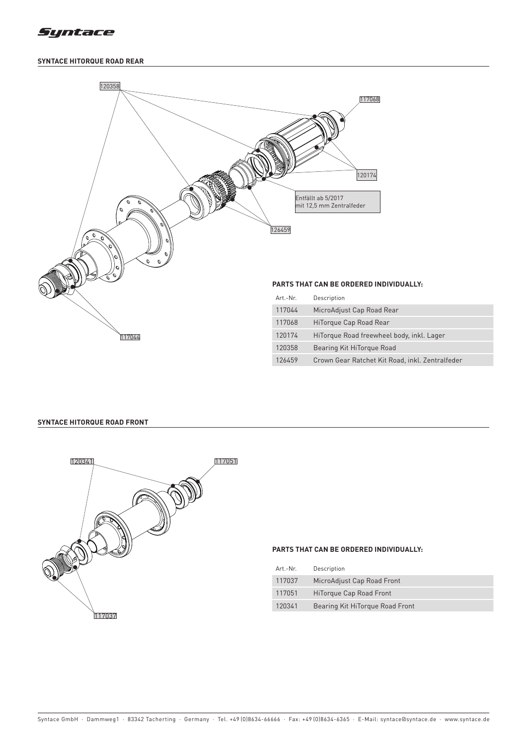## SYNTACE HITORQUE ROAD REAR

120358

117068

120174

Entfällt ab 5/2017
mit 12,5 mm Zentralfeder

126459

117044

### PARTS THAT CAN BE ORDERED INDIVIDUALLY:

| Art.-Nr. | Description |
|---|---|
| 117044 | MicroAdjust Cap Road Rear |
| 117068 | HiTorque Cap Road Rear |
| 120174 | HiTorque Road freewheel body, inkl. Lager |
| 120358 | Bearing Kit HiTorque Road |
| 126459 | Crown Gear Ratchet Kit Road, inkl. Zentralfeder |

## SYNTACE HITORQUE ROAD FRONT

120341

117051

117037

### PARTS THAT CAN BE ORDERED INDIVIDUALLY:

| Art.-Nr. | Description |
|---|---|
| 117037 | MicroAdjust Cap Road Front |
| 117051 | HiTorque Cap Road Front |
| 120341 | Bearing Kit HiTorque Road Front |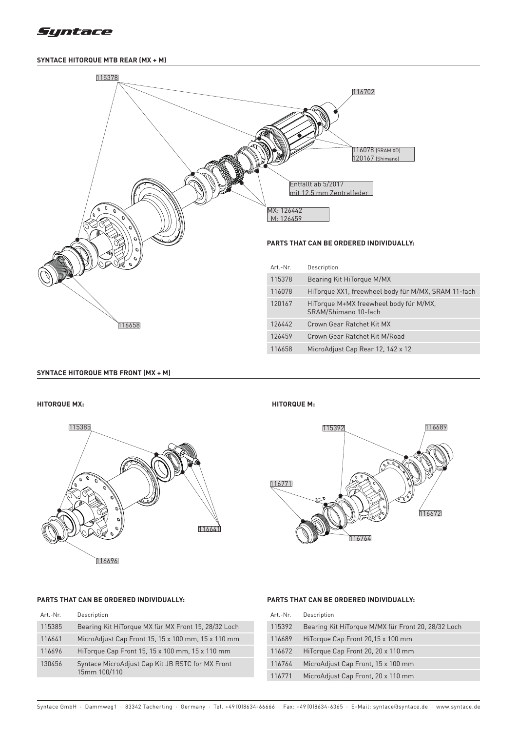## SYNTACE HITORQUE MTB REAR (MX + M)

115378

116702

116078 (SRAM XD)
120167 (Shimano)

Entfällt ab 5/2017
mit 12,5 mm Zentralfeder

MX: 126442
M: 126459

116658

### PARTS THAT CAN BE ORDERED INDIVIDUALLY:

| Art.-Nr. | Description |
| --- | --- |
| 115378 | Bearing Kit HiTorque M/MX |
| 116078 | HiTorque XX1, freewheel body für M/MX, SRAM 11-fach |
| 120167 | HiTorque M+MX freewheel body für M/MX, SRAM/Shimano 10-fach |
| 126442 | Crown Gear Ratchet Kit MX |
| 126459 | Crown Gear Ratchet Kit M/Road |
| 116658 | MicroAdjust Cap Rear 12, 142 x 12 |

## SYNTACE HITORQUE MTB FRONT (MX + M)

### HITORQUE MX:

115385

116641

116696

### PARTS THAT CAN BE ORDERED INDIVIDUALLY:

| Art.-Nr. | Description |
| --- | --- |
| 115385 | Bearing Kit HiTorque MX für MX Front 15, 28/32 Loch |
| 116641 | MicroAdjust Cap Front 15, 15 x 100 mm, 15 x 110 mm |
| 116696 | HiTorque Cap Front 15, 15 x 100 mm, 15 x 110 mm |
| 130456 | Syntace MicroAdjust Cap Kit JB RSTC for MX Front 15mm 100/110 |

### HITORQUE M:

115392

116689

116771

116672

116764

### PARTS THAT CAN BE ORDERED INDIVIDUALLY:

| Art.-Nr. | Description |
| --- | --- |
| 115392 | Bearing Kit HiTorque M/MX für Front 20, 28/32 Loch |
| 116689 | HiTorque Cap Front 20,15 x 100 mm |
| 116672 | HiTorque Cap Front 20, 20 x 110 mm |
| 116764 | MicroAdjust Cap Front, 15 x 100 mm |
| 116771 | MicroAdjust Cap Front, 20 x 110 mm |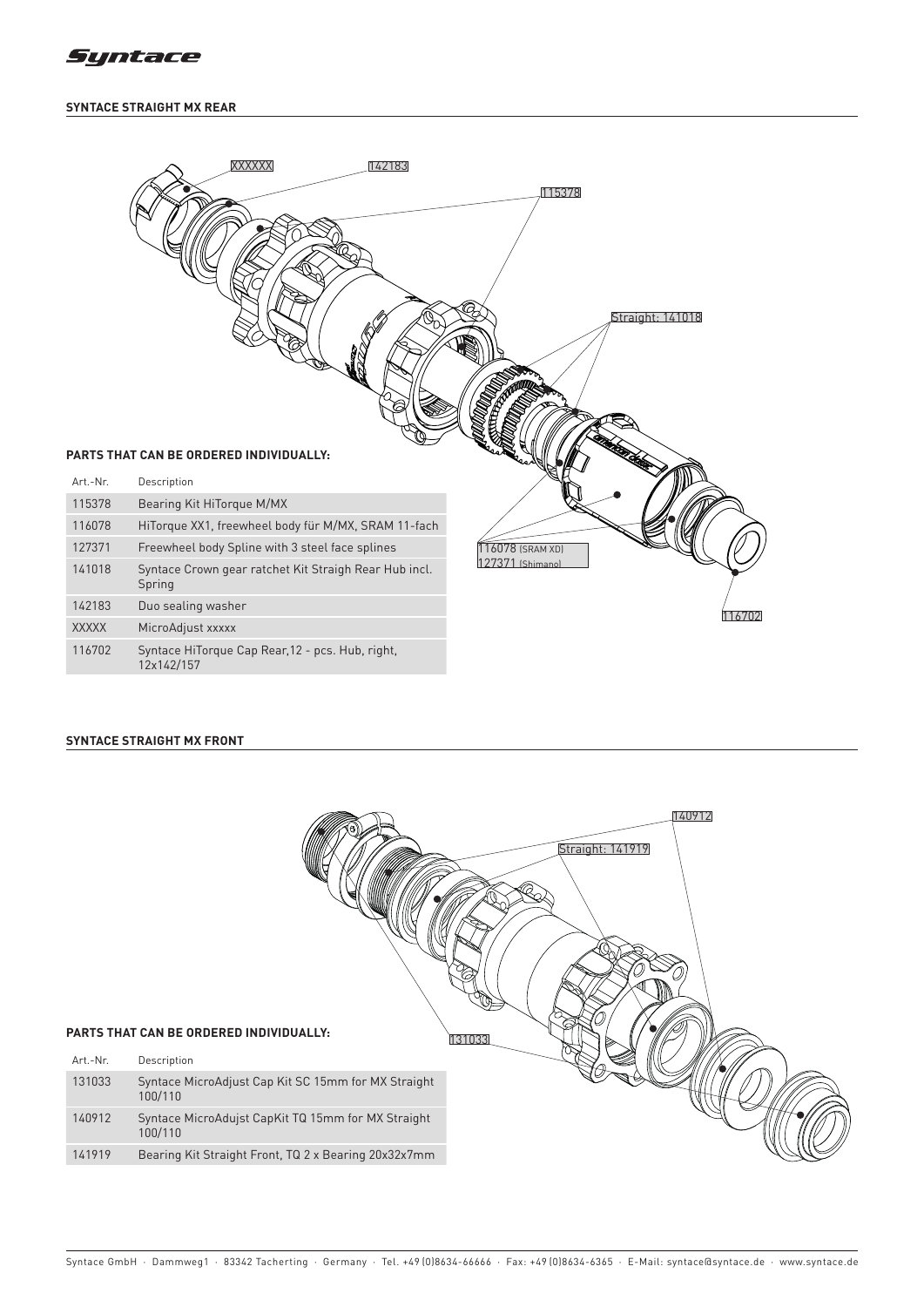**SYNTACE STRAIGHT MX REAR**

XXXXXX

142183

115378

Straight: 141018

116078 (SRAM XD)
127371 (Shimano)

116702

**PARTS THAT CAN BE ORDERED INDIVIDUALLY:**

| Art.-Nr. | Description |
|---|---|
| 115378 | Bearing Kit HiTorque M/MX |
| 116078 | HiTorque XX1, freewheel body für M/MX, SRAM 11-fach |
| 127371 | Freewheel body Spline with 3 steel face splines |
| 141018 | Syntace Crown gear ratchet Kit Straigh Rear Hub incl. Spring |
| 142183 | Duo sealing washer |
| XXXXX | MicroAdjust xxxxx |
| 116702 | Syntace HiTorque Cap Rear,12 - pcs. Hub, right, 12x142/157 |

**SYNTACE STRAIGHT MX FRONT**

140912

Straight: 141919

131033

**PARTS THAT CAN BE ORDERED INDIVIDUALLY:**

| Art.-Nr. | Description |
|---|---|
| 131033 | Syntace MicroAdjust Cap Kit SC 15mm for MX Straight 100/110 |
| 140912 | Syntace MicroAdujst CapKit TQ 15mm for MX Straight 100/110 |
| 141919 | Bearing Kit Straight Front, TQ 2 x Bearing 20x32x7mm |